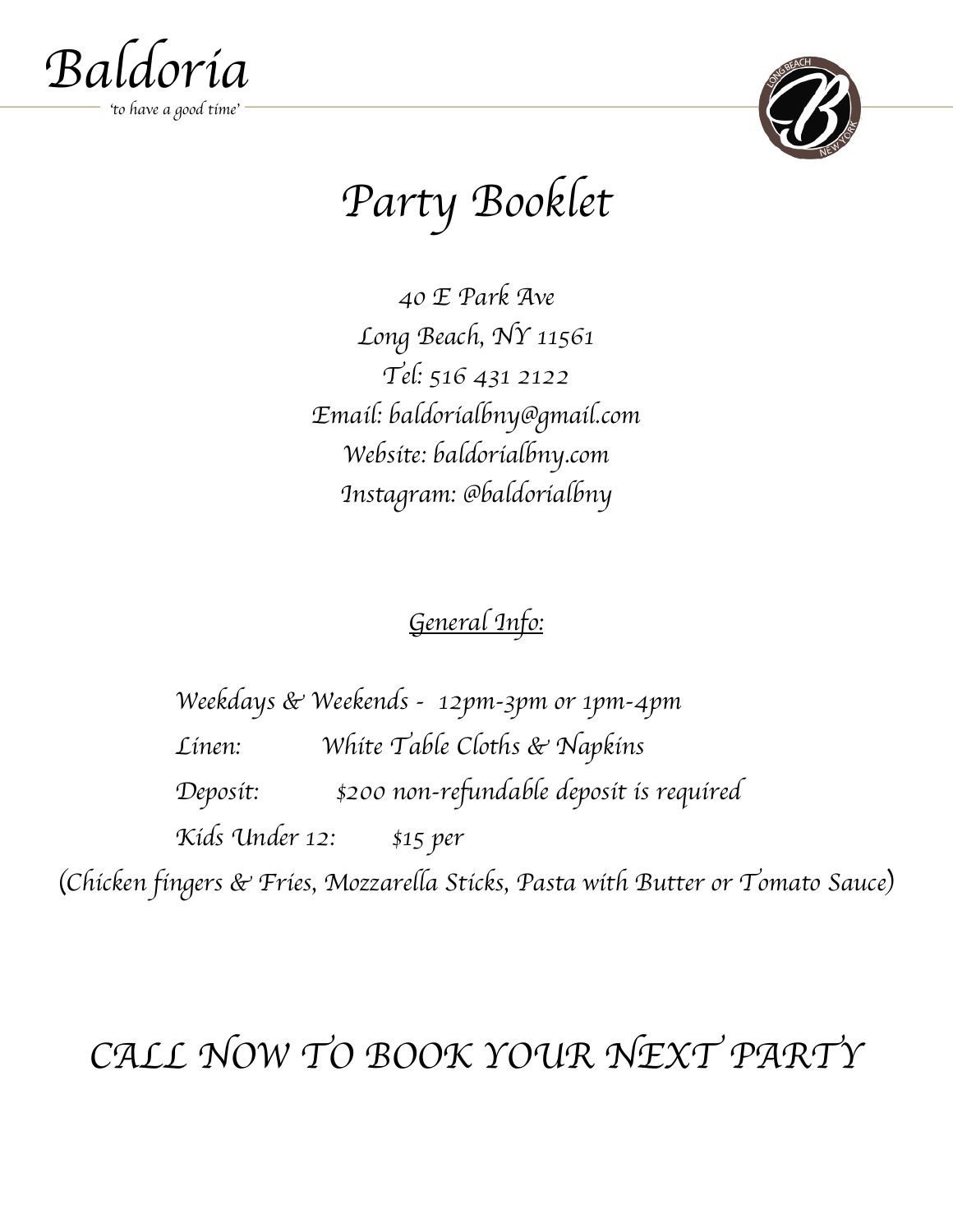# Baldoria

*'to have a good time'*

## Party Booklet

40 E Park Ave
Long Beach, NY 11561
Tel: 516 431 2122
Email: baldorialbny@gmail.com
Website: baldorialbny.com
Instagram: @baldorialbny

### General Info:

Weekdays & Weekends - 12pm-3pm or 1pm-4pm

Linen: White Table Cloths & Napkins

Deposit: $200 non-refundable deposit is required

Kids Under 12: $15 per

(Chicken fingers & Fries, Mozzarella Sticks, Pasta with Butter or Tomato Sauce)

## CALL NOW TO BOOK YOUR NEXT PARTY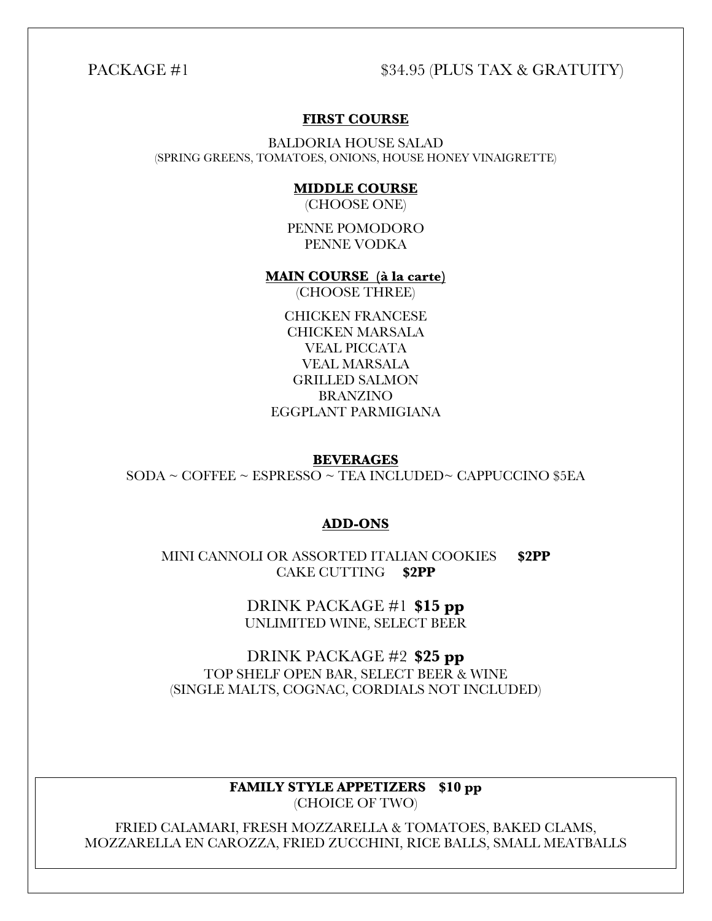PACKAGE #1 $34.95 (PLUS TAX & GRATUITY)

## FIRST COURSE

BALDORIA HOUSE SALAD
(SPRING GREENS, TOMATOES, ONIONS, HOUSE HONEY VINAIGRETTE)

## MIDDLE COURSE

(CHOOSE ONE)

PENNE POMODORO
PENNE VODKA

## MAIN COURSE (à la carte)

(CHOOSE THREE)

CHICKEN FRANCESE
CHICKEN MARSALA
VEAL PICCATA
VEAL MARSALA
GRILLED SALMON
BRANZINO
EGGPLANT PARMIGIANA

## BEVERAGES

SODA ~ COFFEE ~ ESPRESSO ~ TEA INCLUDED~ CAPPUCCINO $5EA

## ADD-ONS

MINI CANNOLI OR ASSORTED ITALIAN COOKIES **$2PP**
CAKE CUTTING **$2PP**

DRINK PACKAGE #1 **$15 pp**
UNLIMITED WINE, SELECT BEER

DRINK PACKAGE #2 **$25 pp**
TOP SHELF OPEN BAR, SELECT BEER & WINE
(SINGLE MALTS, COGNAC, CORDIALS NOT INCLUDED)

**FAMILY STYLE APPETIZERS $10 pp**
(CHOICE OF TWO)

FRIED CALAMARI, FRESH MOZZARELLA & TOMATOES, BAKED CLAMS, MOZZARELLA EN CAROZZA, FRIED ZUCCHINI, RICE BALLS, SMALL MEATBALLS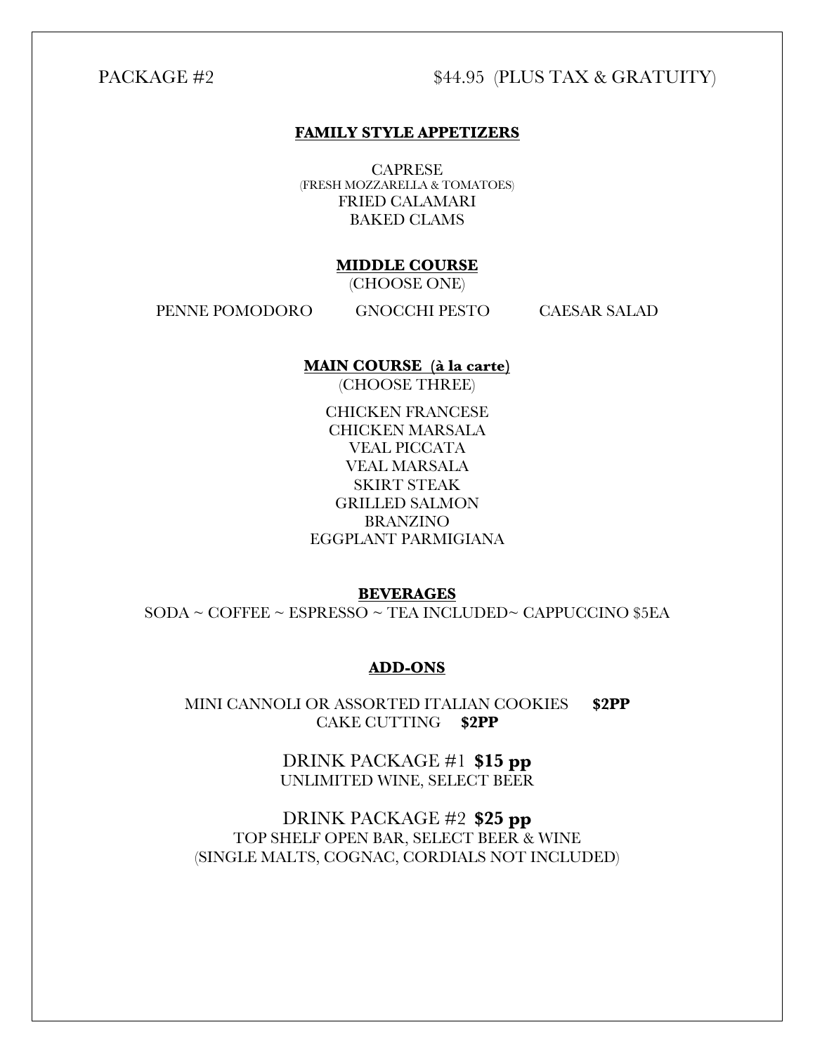PACKAGE #2 $44.95 (PLUS TAX & GRATUITY)

## FAMILY STYLE APPETIZERS

CAPRESE
(FRESH MOZZARELLA & TOMATOES)
FRIED CALAMARI
BAKED CLAMS

## MIDDLE COURSE

(CHOOSE ONE)

PENNE POMODORO GNOCCHI PESTO CAESAR SALAD

## MAIN COURSE (à la carte)

(CHOOSE THREE)

CHICKEN FRANCESE
CHICKEN MARSALA
VEAL PICCATA
VEAL MARSALA
SKIRT STEAK
GRILLED SALMON
BRANZINO
EGGPLANT PARMIGIANA

## BEVERAGES

SODA ~ COFFEE ~ ESPRESSO ~ TEA INCLUDED~ CAPPUCCINO $5EA

## ADD-ONS

MINI CANNOLI OR ASSORTED ITALIAN COOKIES **$2PP**
CAKE CUTTING **$2PP**

DRINK PACKAGE #1 **$15 pp**
UNLIMITED WINE, SELECT BEER

DRINK PACKAGE #2 **$25 pp**
TOP SHELF OPEN BAR, SELECT BEER & WINE
(SINGLE MALTS, COGNAC, CORDIALS NOT INCLUDED)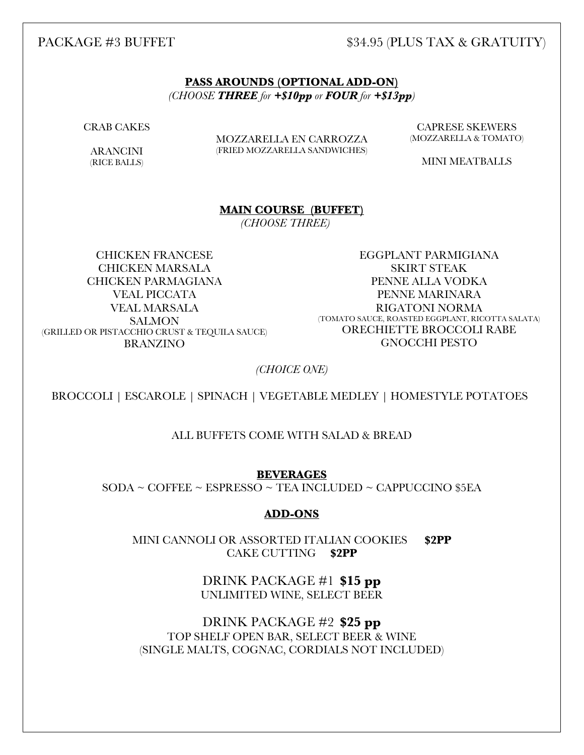# PACKAGE #3 BUFFET $34.95 (PLUS TAX & GRATUITY)

## PASS AROUNDS (OPTIONAL ADD-ON)

*(CHOOSE **THREE** for **+$10pp** or **FOUR** for **+$13pp**)*

CRAB CAKES

ARANCINI
(RICE BALLS)

MOZZARELLA EN CARROZZA
(FRIED MOZZARELLA SANDWICHES)

CAPRESE SKEWERS
(MOZZARELLA & TOMATO)

MINI MEATBALLS

## MAIN COURSE (BUFFET)

*(CHOOSE THREE)*

CHICKEN FRANCESE
CHICKEN MARSALA
CHICKEN PARMAGIANA
VEAL PICCATA
VEAL MARSALA
SALMON
(GRILLED OR PISTACCHIO CRUST & TEQUILA SAUCE)
BRANZINO

EGGPLANT PARMIGIANA
SKIRT STEAK
PENNE ALLA VODKA
PENNE MARINARA
RIGATONI NORMA
(TOMATO SAUCE, ROASTED EGGPLANT, RICOTTA SALATA)
ORECHIETTE BROCCOLI RABE
GNOCCHI PESTO

*(CHOICE ONE)*

BROCCOLI | ESCAROLE | SPINACH | VEGETABLE MEDLEY | HOMESTYLE POTATOES

ALL BUFFETS COME WITH SALAD & BREAD

## BEVERAGES

SODA ~ COFFEE ~ ESPRESSO ~ TEA INCLUDED ~ CAPPUCCINO $5EA

## ADD-ONS

MINI CANNOLI OR ASSORTED ITALIAN COOKIES **$2PP**
CAKE CUTTING **$2PP**

DRINK PACKAGE #1 **$15 pp**
UNLIMITED WINE, SELECT BEER

DRINK PACKAGE #2 **$25 pp**
TOP SHELF OPEN BAR, SELECT BEER & WINE
(SINGLE MALTS, COGNAC, CORDIALS NOT INCLUDED)